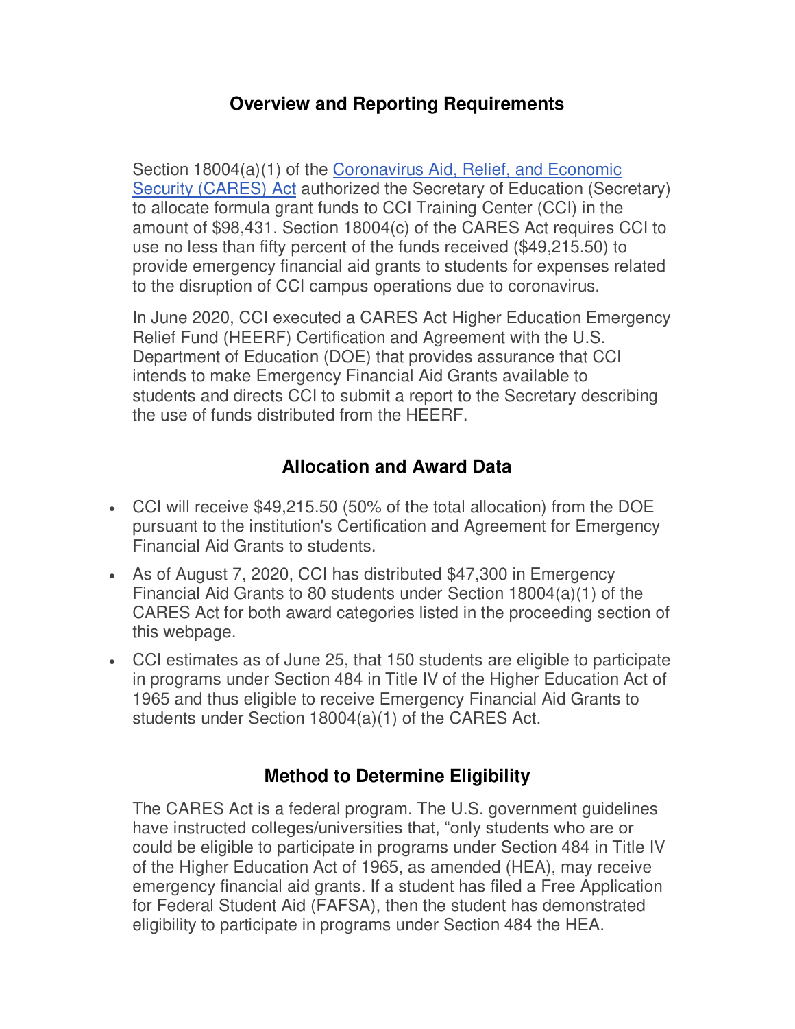## Overview and Reporting Requirements

Section 18004(a)(1) of the Coronavirus Aid, Relief, and Economic Security (CARES) Act authorized the Secretary of Education (Secretary) to allocate formula grant funds to CCI Training Center (CCI) in the amount of $98,431. Section 18004(c) of the CARES Act requires CCI to use no less than fifty percent of the funds received ($49,215.50) to provide emergency financial aid grants to students for expenses related to the disruption of CCI campus operations due to coronavirus.

In June 2020, CCI executed a CARES Act Higher Education Emergency Relief Fund (HEERF) Certification and Agreement with the U.S. Department of Education (DOE) that provides assurance that CCI intends to make Emergency Financial Aid Grants available to students and directs CCI to submit a report to the Secretary describing the use of funds distributed from the HEERF.

## Allocation and Award Data

- CCI will receive $49,215.50 (50% of the total allocation) from the DOE pursuant to the institution's Certification and Agreement for Emergency Financial Aid Grants to students.
- As of August 7, 2020, CCI has distributed $47,300 in Emergency Financial Aid Grants to 80 students under Section 18004(a)(1) of the CARES Act for both award categories listed in the proceeding section of this webpage.
- CCI estimates as of June 25, that 150 students are eligible to participate in programs under Section 484 in Title IV of the Higher Education Act of 1965 and thus eligible to receive Emergency Financial Aid Grants to students under Section 18004(a)(1) of the CARES Act.

## Method to Determine Eligibility

The CARES Act is a federal program. The U.S. government guidelines have instructed colleges/universities that, "only students who are or could be eligible to participate in programs under Section 484 in Title IV of the Higher Education Act of 1965, as amended (HEA), may receive emergency financial aid grants. If a student has filed a Free Application for Federal Student Aid (FAFSA), then the student has demonstrated eligibility to participate in programs under Section 484 the HEA.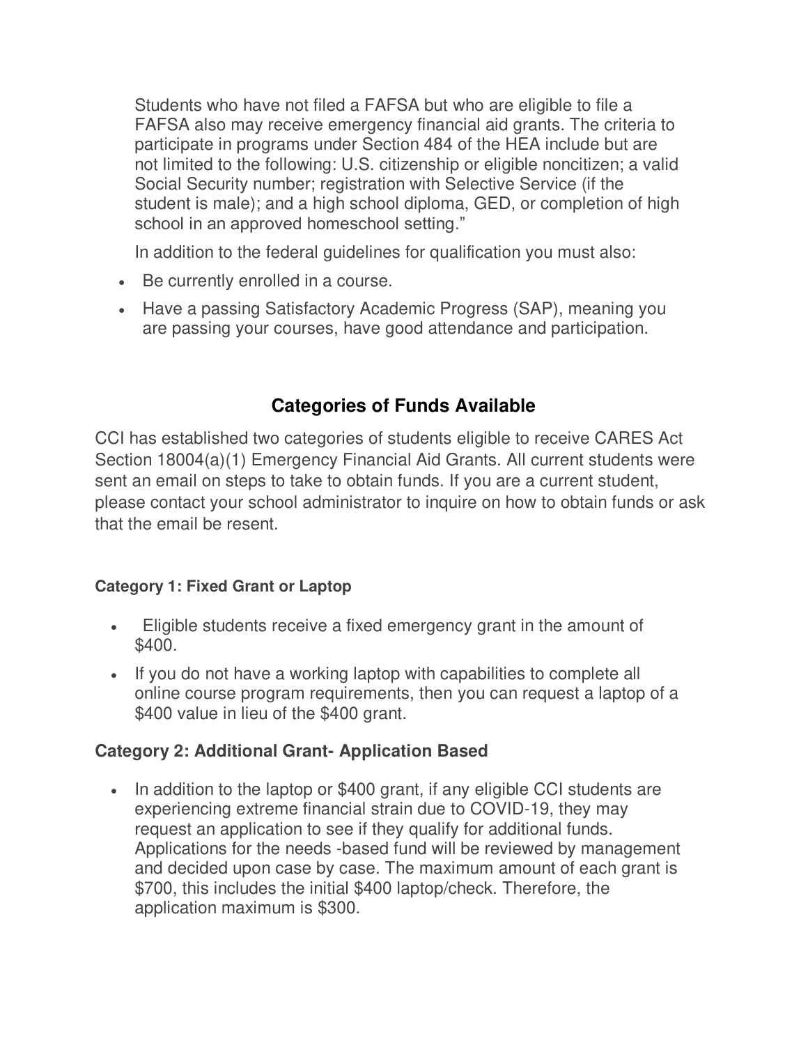Students who have not filed a FAFSA but who are eligible to file a FAFSA also may receive emergency financial aid grants. The criteria to participate in programs under Section 484 of the HEA include but are not limited to the following: U.S. citizenship or eligible noncitizen; a valid Social Security number; registration with Selective Service (if the student is male); and a high school diploma, GED, or completion of high school in an approved homeschool setting."

In addition to the federal guidelines for qualification you must also:

- Be currently enrolled in a course.
- Have a passing Satisfactory Academic Progress (SAP), meaning you are passing your courses, have good attendance and participation.

## Categories of Funds Available

CCI has established two categories of students eligible to receive CARES Act Section 18004(a)(1) Emergency Financial Aid Grants. All current students were sent an email on steps to take to obtain funds. If you are a current student, please contact your school administrator to inquire on how to obtain funds or ask that the email be resent.

**Category 1: Fixed Grant or Laptop**

- Eligible students receive a fixed emergency grant in the amount of $400.
- If you do not have a working laptop with capabilities to complete all online course program requirements, then you can request a laptop of a $400 value in lieu of the $400 grant.

### Category 2: Additional Grant- Application Based

- In addition to the laptop or $400 grant, if any eligible CCI students are experiencing extreme financial strain due to COVID-19, they may request an application to see if they qualify for additional funds. Applications for the needs -based fund will be reviewed by management and decided upon case by case. The maximum amount of each grant is $700, this includes the initial $400 laptop/check. Therefore, the application maximum is $300.